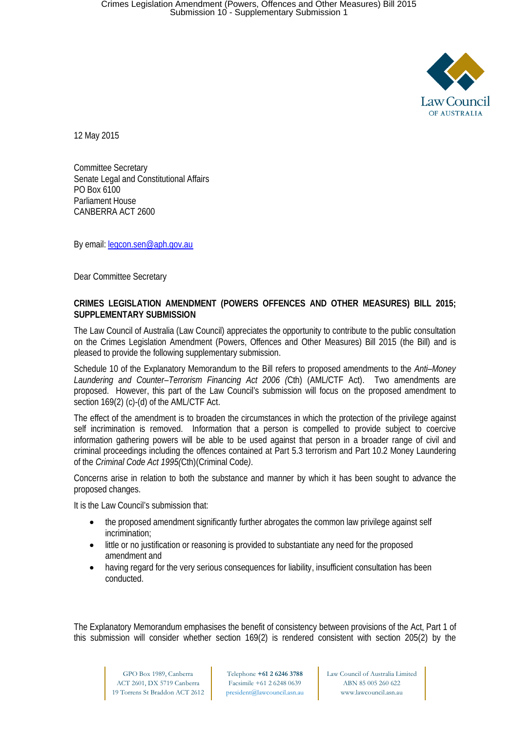12 May 2015

Committee Secretary
Senate Legal and Constitutional Affairs
PO Box 6100
Parliament House
CANBERRA ACT 2600

By email: legcon.sen@aph.gov.au

Dear Committee Secretary

**CRIMES LEGISLATION AMENDMENT (POWERS OFFENCES AND OTHER MEASURES) BILL 2015; SUPPLEMENTARY SUBMISSION**

The Law Council of Australia (Law Council) appreciates the opportunity to contribute to the public consultation on the Crimes Legislation Amendment (Powers, Offences and Other Measures) Bill 2015 (the Bill) and is pleased to provide the following supplementary submission.

Schedule 10 of the Explanatory Memorandum to the Bill refers to proposed amendments to the *Anti–Money Laundering and Counter–Terrorism Financing Act 2006* (Cth) (AML/CTF Act). Two amendments are proposed. However, this part of the Law Council's submission will focus on the proposed amendment to section 169(2) (c)-(d) of the AML/CTF Act.

The effect of the amendment is to broaden the circumstances in which the protection of the privilege against self incrimination is removed. Information that a person is compelled to provide subject to coercive information gathering powers will be able to be used against that person in a broader range of civil and criminal proceedings including the offences contained at Part 5.3 terrorism and Part 10.2 Money Laundering of the *Criminal Code Act 1995*(Cth)(Criminal Code).

Concerns arise in relation to both the substance and manner by which it has been sought to advance the proposed changes.

It is the Law Council's submission that:

- the proposed amendment significantly further abrogates the common law privilege against self incrimination;
- little or no justification or reasoning is provided to substantiate any need for the proposed amendment and
- having regard for the very serious consequences for liability, insufficient consultation has been conducted.

The Explanatory Memorandum emphasises the benefit of consistency between provisions of the Act, Part 1 of this submission will consider whether section 169(2) is rendered consistent with section 205(2) by the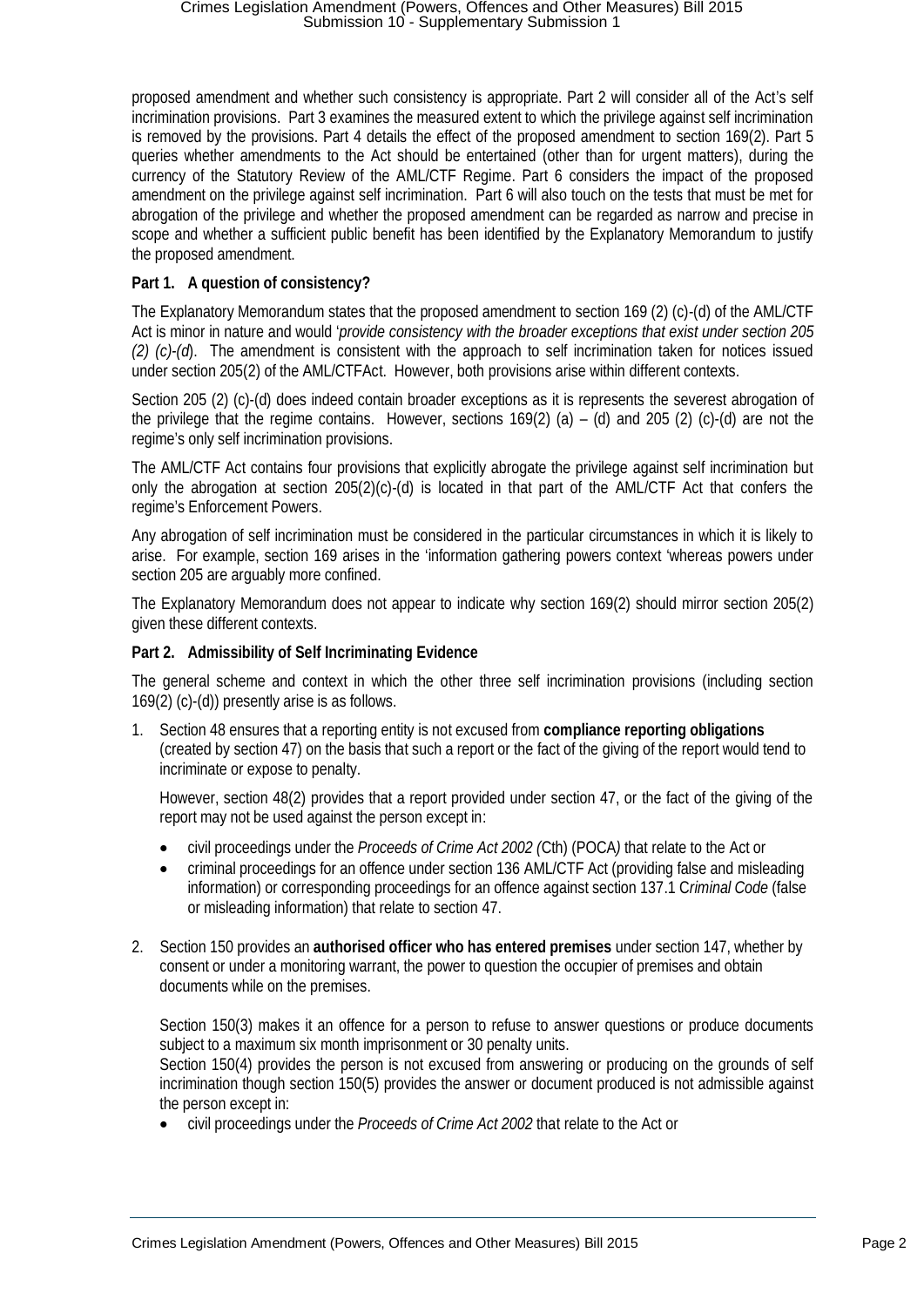proposed amendment and whether such consistency is appropriate. Part 2 will consider all of the Act's self incrimination provisions. Part 3 examines the measured extent to which the privilege against self incrimination is removed by the provisions. Part 4 details the effect of the proposed amendment to section 169(2). Part 5 queries whether amendments to the Act should be entertained (other than for urgent matters), during the currency of the Statutory Review of the AML/CTF Regime. Part 6 considers the impact of the proposed amendment on the privilege against self incrimination. Part 6 will also touch on the tests that must be met for abrogation of the privilege and whether the proposed amendment can be regarded as narrow and precise in scope and whether a sufficient public benefit has been identified by the Explanatory Memorandum to justify the proposed amendment.

**Part 1. A question of consistency?**

The Explanatory Memorandum states that the proposed amendment to section 169 (2) (c)-(d) of the AML/CTF Act is minor in nature and would '*provide consistency with the broader exceptions that exist under section 205 (2) (c)-(d*). The amendment is consistent with the approach to self incrimination taken for notices issued under section 205(2) of the AML/CTFAct. However, both provisions arise within different contexts.

Section 205 (2) (c)-(d) does indeed contain broader exceptions as it is represents the severest abrogation of the privilege that the regime contains. However, sections 169(2) (a) – (d) and 205 (2) (c)-(d) are not the regime's only self incrimination provisions.

The AML/CTF Act contains four provisions that explicitly abrogate the privilege against self incrimination but only the abrogation at section 205(2)(c)-(d) is located in that part of the AML/CTF Act that confers the regime's Enforcement Powers.

Any abrogation of self incrimination must be considered in the particular circumstances in which it is likely to arise. For example, section 169 arises in the 'information gathering powers context 'whereas powers under section 205 are arguably more confined.

The Explanatory Memorandum does not appear to indicate why section 169(2) should mirror section 205(2) given these different contexts.

**Part 2. Admissibility of Self Incriminating Evidence**

The general scheme and context in which the other three self incrimination provisions (including section 169(2) (c)-(d)) presently arise is as follows.

1. Section 48 ensures that a reporting entity is not excused from **compliance reporting obligations** (created by section 47) on the basis that such a report or the fact of the giving of the report would tend to incriminate or expose to penalty.

   However, section 48(2) provides that a report provided under section 47, or the fact of the giving of the report may not be used against the person except in:

   - civil proceedings under the *Proceeds of Crime Act 2002 (*Cth) (POCA*)* that relate to the Act or
   - criminal proceedings for an offence under section 136 AML/CTF Act (providing false and misleading information) or corresponding proceedings for an offence against section 137.1 C*riminal Code* (false or misleading information) that relate to section 47.

2. Section 150 provides an **authorised officer who has entered premises** under section 147, whether by consent or under a monitoring warrant, the power to question the occupier of premises and obtain documents while on the premises.

   Section 150(3) makes it an offence for a person to refuse to answer questions or produce documents subject to a maximum six month imprisonment or 30 penalty units.
   Section 150(4) provides the person is not excused from answering or producing on the grounds of self incrimination though section 150(5) provides the answer or document produced is not admissible against the person except in:

   - civil proceedings under the *Proceeds of Crime Act 2002* that relate to the Act or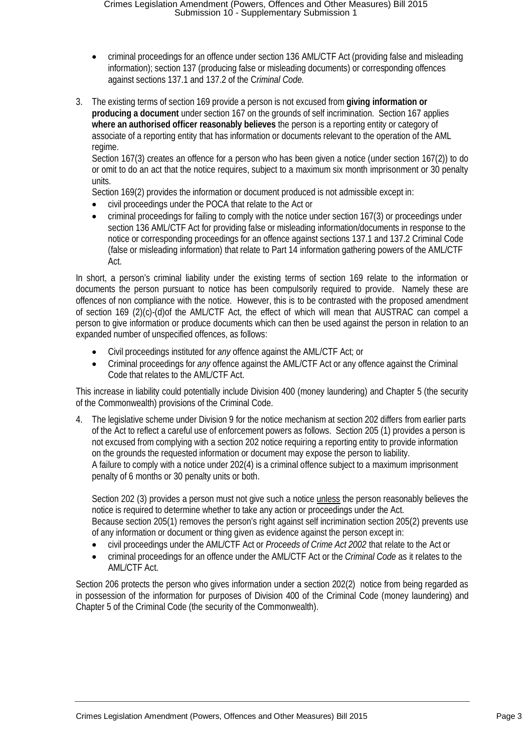- criminal proceedings for an offence under section 136 AML/CTF Act (providing false and misleading information); section 137 (producing false or misleading documents) or corresponding offences against sections 137.1 and 137.2 of the C*riminal Code.*

3. The existing terms of section 169 provide a person is not excused from **giving information or producing a document** under section 167 on the grounds of self incrimination. Section 167 applies **where an authorised officer reasonably believes** the person is a reporting entity or category of associate of a reporting entity that has information or documents relevant to the operation of the AML regime.
   Section 167(3) creates an offence for a person who has been given a notice (under section 167(2)) to do or omit to do an act that the notice requires, subject to a maximum six month imprisonment or 30 penalty units.
   Section 169(2) provides the information or document produced is not admissible except in:
   - civil proceedings under the POCA that relate to the Act or
   - criminal proceedings for failing to comply with the notice under section 167(3) or proceedings under section 136 AML/CTF Act for providing false or misleading information/documents in response to the notice or corresponding proceedings for an offence against sections 137.1 and 137.2 Criminal Code (false or misleading information) that relate to Part 14 information gathering powers of the AML/CTF Act.

In short, a person's criminal liability under the existing terms of section 169 relate to the information or documents the person pursuant to notice has been compulsorily required to provide. Namely these are offences of non compliance with the notice. However, this is to be contrasted with the proposed amendment of section 169 (2)(c)-(d)of the AML/CTF Act, the effect of which will mean that AUSTRAC can compel a person to give information or produce documents which can then be used against the person in relation to an expanded number of unspecified offences, as follows:

- Civil proceedings instituted for *any* offence against the AML/CTF Act; or
- Criminal proceedings for *any* offence against the AML/CTF Act or any offence against the Criminal Code that relates to the AML/CTF Act.

This increase in liability could potentially include Division 400 (money laundering) and Chapter 5 (the security of the Commonwealth) provisions of the Criminal Code.

4. The legislative scheme under Division 9 for the notice mechanism at section 202 differs from earlier parts of the Act to reflect a careful use of enforcement powers as follows. Section 205 (1) provides a person is not excused from complying with a section 202 notice requiring a reporting entity to provide information on the grounds the requested information or document may expose the person to liability.
   A failure to comply with a notice under 202(4) is a criminal offence subject to a maximum imprisonment penalty of 6 months or 30 penalty units or both.

   Section 202 (3) provides a person must not give such a notice <u>unless</u> the person reasonably believes the notice is required to determine whether to take any action or proceedings under the Act.
   Because section 205(1) removes the person's right against self incrimination section 205(2) prevents use of any information or document or thing given as evidence against the person except in:
   - civil proceedings under the AML/CTF Act or *Proceeds of Crime Act 2002* that relate to the Act or
   - criminal proceedings for an offence under the AML/CTF Act or the *Criminal Code* as it relates to the AML/CTF Act.

Section 206 protects the person who gives information under a section 202(2) notice from being regarded as in possession of the information for purposes of Division 400 of the Criminal Code (money laundering) and Chapter 5 of the Criminal Code (the security of the Commonwealth).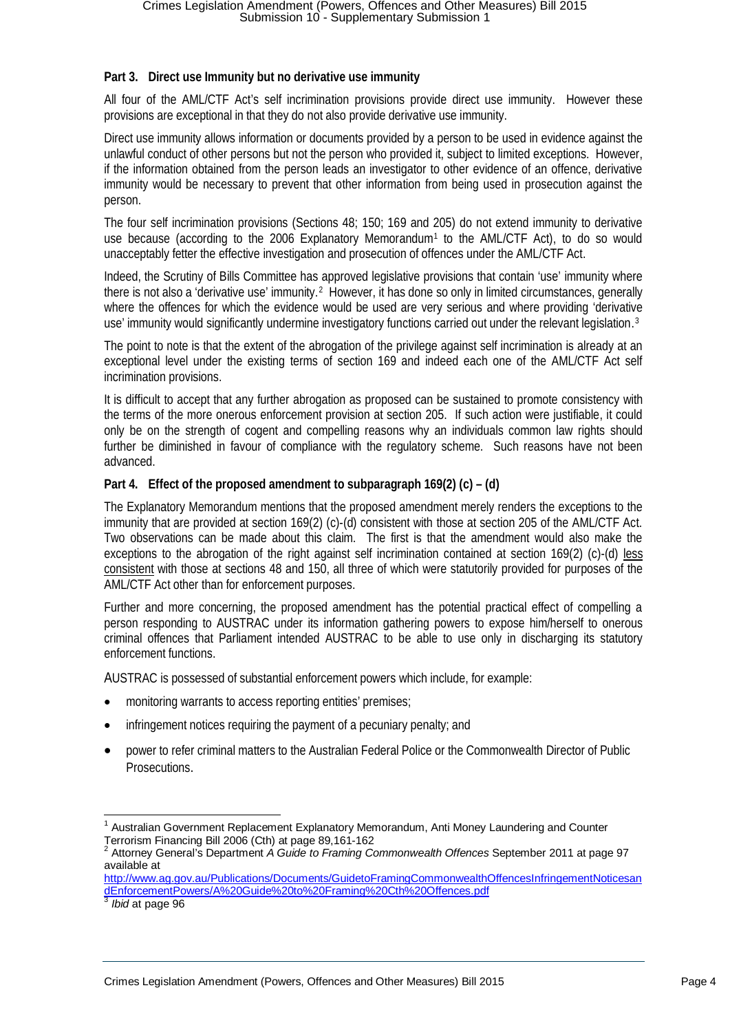### Part 3. Direct use Immunity but no derivative use immunity

All four of the AML/CTF Act's self incrimination provisions provide direct use immunity. However these provisions are exceptional in that they do not also provide derivative use immunity.

Direct use immunity allows information or documents provided by a person to be used in evidence against the unlawful conduct of other persons but not the person who provided it, subject to limited exceptions. However, if the information obtained from the person leads an investigator to other evidence of an offence, derivative immunity would be necessary to prevent that other information from being used in prosecution against the person.

The four self incrimination provisions (Sections 48; 150; 169 and 205) do not extend immunity to derivative use because (according to the 2006 Explanatory Memorandum[1] to the AML/CTF Act), to do so would unacceptably fetter the effective investigation and prosecution of offences under the AML/CTF Act.

Indeed, the Scrutiny of Bills Committee has approved legislative provisions that contain 'use' immunity where there is not also a 'derivative use' immunity.[2] However, it has done so only in limited circumstances, generally where the offences for which the evidence would be used are very serious and where providing 'derivative use' immunity would significantly undermine investigatory functions carried out under the relevant legislation.[3]

The point to note is that the extent of the abrogation of the privilege against self incrimination is already at an exceptional level under the existing terms of section 169 and indeed each one of the AML/CTF Act self incrimination provisions.

It is difficult to accept that any further abrogation as proposed can be sustained to promote consistency with the terms of the more onerous enforcement provision at section 205. If such action were justifiable, it could only be on the strength of cogent and compelling reasons why an individuals common law rights should further be diminished in favour of compliance with the regulatory scheme. Such reasons have not been advanced.

### Part 4. Effect of the proposed amendment to subparagraph 169(2) (c) – (d)

The Explanatory Memorandum mentions that the proposed amendment merely renders the exceptions to the immunity that are provided at section 169(2) (c)-(d) consistent with those at section 205 of the AML/CTF Act. Two observations can be made about this claim. The first is that the amendment would also make the exceptions to the abrogation of the right against self incrimination contained at section 169(2) (c)-(d) <u>less consistent</u> with those at sections 48 and 150, all three of which were statutorily provided for purposes of the AML/CTF Act other than for enforcement purposes.

Further and more concerning, the proposed amendment has the potential practical effect of compelling a person responding to AUSTRAC under its information gathering powers to expose him/herself to onerous criminal offences that Parliament intended AUSTRAC to be able to use only in discharging its statutory enforcement functions.

AUSTRAC is possessed of substantial enforcement powers which include, for example:

- monitoring warrants to access reporting entities' premises;
- infringement notices requiring the payment of a pecuniary penalty; and
- power to refer criminal matters to the Australian Federal Police or the Commonwealth Director of Public Prosecutions.

---

[1] Australian Government Replacement Explanatory Memorandum, Anti Money Laundering and Counter Terrorism Financing Bill 2006 (Cth) at page 89,161-162

[2] Attorney General's Department *A Guide to Framing Commonwealth Offences* September 2011 at page 97 available at http://www.ag.gov.au/Publications/Documents/GuidetoFramingCommonwealthOffencesInfringementNoticesandEnforcementPowers/A%20Guide%20to%20Framing%20Cth%20Offences.pdf

[3] *Ibid* at page 96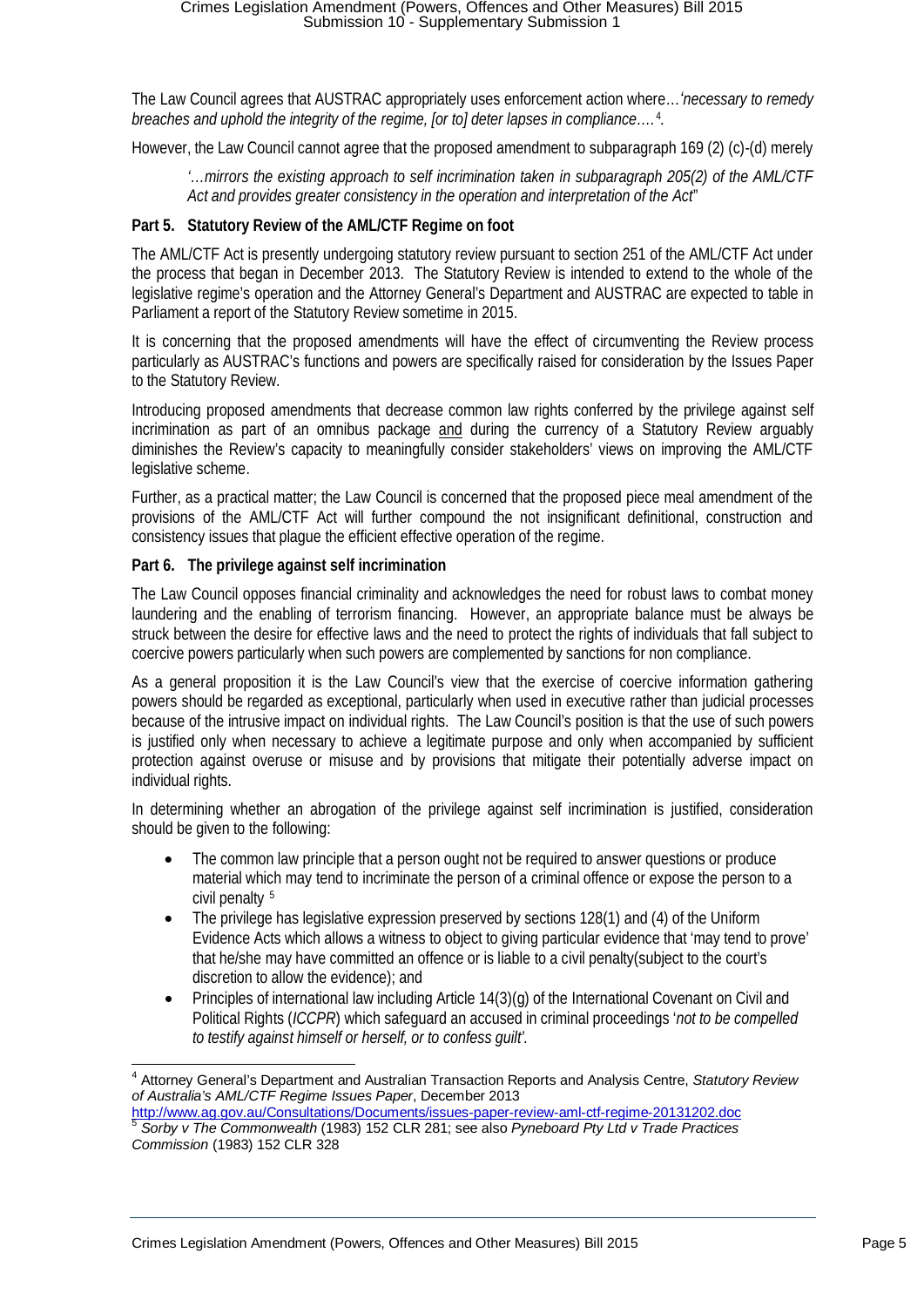The Law Council agrees that AUSTRAC appropriately uses enforcement action where…*'necessary to remedy breaches and uphold the integrity of the regime, [or to] deter lapses in compliance….*[4].

However, the Law Council cannot agree that the proposed amendment to subparagraph 169 (2) (c)-(d) merely

> *'…mirrors the existing approach to self incrimination taken in subparagraph 205(2) of the AML/CTF Act and provides greater consistency in the operation and interpretation of the Act*"

**Part 5. Statutory Review of the AML/CTF Regime on foot**

The AML/CTF Act is presently undergoing statutory review pursuant to section 251 of the AML/CTF Act under the process that began in December 2013. The Statutory Review is intended to extend to the whole of the legislative regime's operation and the Attorney General's Department and AUSTRAC are expected to table in Parliament a report of the Statutory Review sometime in 2015.

It is concerning that the proposed amendments will have the effect of circumventing the Review process particularly as AUSTRAC's functions and powers are specifically raised for consideration by the Issues Paper to the Statutory Review.

Introducing proposed amendments that decrease common law rights conferred by the privilege against self incrimination as part of an omnibus package and during the currency of a Statutory Review arguably diminishes the Review's capacity to meaningfully consider stakeholders' views on improving the AML/CTF legislative scheme.

Further, as a practical matter; the Law Council is concerned that the proposed piece meal amendment of the provisions of the AML/CTF Act will further compound the not insignificant definitional, construction and consistency issues that plague the efficient effective operation of the regime.

**Part 6. The privilege against self incrimination**

The Law Council opposes financial criminality and acknowledges the need for robust laws to combat money laundering and the enabling of terrorism financing. However, an appropriate balance must be always be struck between the desire for effective laws and the need to protect the rights of individuals that fall subject to coercive powers particularly when such powers are complemented by sanctions for non compliance.

As a general proposition it is the Law Council's view that the exercise of coercive information gathering powers should be regarded as exceptional, particularly when used in executive rather than judicial processes because of the intrusive impact on individual rights. The Law Council's position is that the use of such powers is justified only when necessary to achieve a legitimate purpose and only when accompanied by sufficient protection against overuse or misuse and by provisions that mitigate their potentially adverse impact on individual rights.

In determining whether an abrogation of the privilege against self incrimination is justified, consideration should be given to the following:

- The common law principle that a person ought not be required to answer questions or produce material which may tend to incriminate the person of a criminal offence or expose the person to a civil penalty [5]
- The privilege has legislative expression preserved by sections 128(1) and (4) of the Uniform Evidence Acts which allows a witness to object to giving particular evidence that 'may tend to prove' that he/she may have committed an offence or is liable to a civil penalty(subject to the court's discretion to allow the evidence); and
- Principles of international law including Article 14(3)(g) of the International Covenant on Civil and Political Rights (*ICCPR*) which safeguard an accused in criminal proceedings '*not to be compelled to testify against himself or herself, or to confess guilt'*.

---

[4] Attorney General's Department and Australian Transaction Reports and Analysis Centre, *Statutory Review of Australia's AML/CTF Regime Issues Paper*, December 2013 http://www.ag.gov.au/Consultations/Documents/issues-paper-review-aml-ctf-regime-20131202.doc

[5] *Sorby v The Commonwealth* (1983) 152 CLR 281; see also *Pyneboard Pty Ltd v Trade Practices Commission* (1983) 152 CLR 328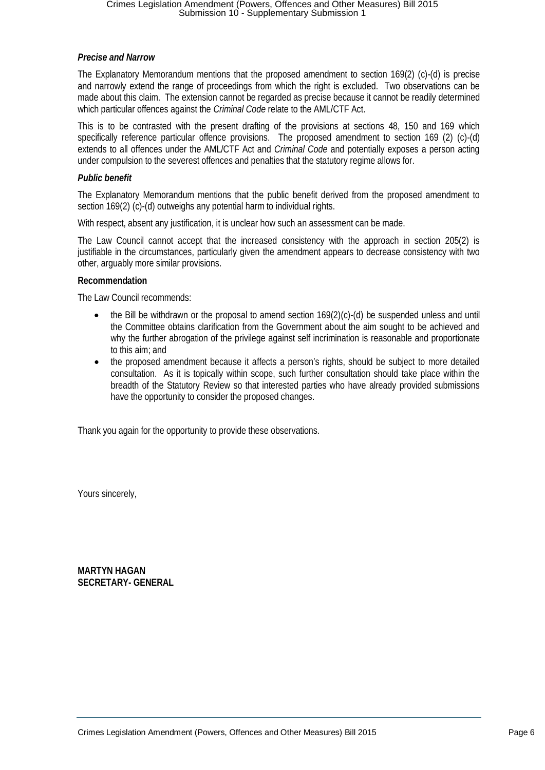***Precise and Narrow***

The Explanatory Memorandum mentions that the proposed amendment to section 169(2) (c)-(d) is precise and narrowly extend the range of proceedings from which the right is excluded. Two observations can be made about this claim. The extension cannot be regarded as precise because it cannot be readily determined which particular offences against the *Criminal Code* relate to the AML/CTF Act.

This is to be contrasted with the present drafting of the provisions at sections 48, 150 and 169 which specifically reference particular offence provisions. The proposed amendment to section 169 (2) (c)-(d) extends to all offences under the AML/CTF Act and *Criminal Code* and potentially exposes a person acting under compulsion to the severest offences and penalties that the statutory regime allows for.

***Public benefit***

The Explanatory Memorandum mentions that the public benefit derived from the proposed amendment to section 169(2) (c)-(d) outweighs any potential harm to individual rights.

With respect, absent any justification, it is unclear how such an assessment can be made.

The Law Council cannot accept that the increased consistency with the approach in section 205(2) is justifiable in the circumstances, particularly given the amendment appears to decrease consistency with two other, arguably more similar provisions.

**Recommendation**

The Law Council recommends:

- the Bill be withdrawn or the proposal to amend section 169(2)(c)-(d) be suspended unless and until the Committee obtains clarification from the Government about the aim sought to be achieved and why the further abrogation of the privilege against self incrimination is reasonable and proportionate to this aim; and
- the proposed amendment because it affects a person's rights, should be subject to more detailed consultation. As it is topically within scope, such further consultation should take place within the breadth of the Statutory Review so that interested parties who have already provided submissions have the opportunity to consider the proposed changes.

Thank you again for the opportunity to provide these observations.

Yours sincerely,

**MARTYN HAGAN**
**SECRETARY- GENERAL**